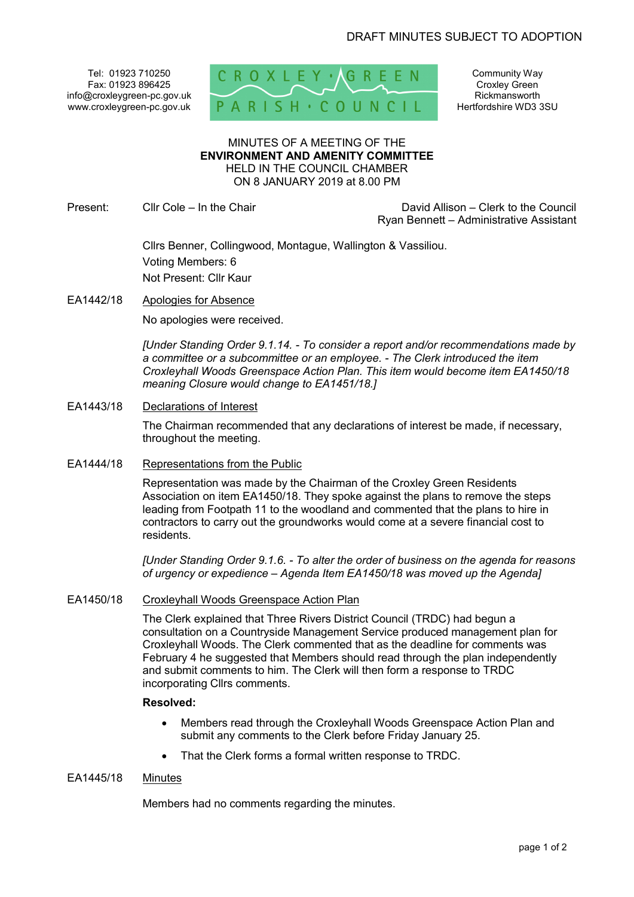DRAFT MINUTES SUBJECT TO ADOPTION

Tel: 01923 710250
Fax: 01923 896425
info@croxleygreen-pc.gov.uk
www.croxleygreen-pc.gov.uk

CROXLEY GREEN PARISH COUNCIL

Community Way
Croxley Green
Rickmansworth
Hertfordshire WD3 3SU

MINUTES OF A MEETING OF THE
**ENVIRONMENT AND AMENITY COMMITTEE**
HELD IN THE COUNCIL CHAMBER
ON 8 JANUARY 2019 at 8.00 PM

Present: Cllr Cole – In the Chair

David Allison – Clerk to the Council
Ryan Bennett – Administrative Assistant

Cllrs Benner, Collingwood, Montague, Wallington & Vassiliou.
Voting Members: 6
Not Present: Cllr Kaur

EA1442/18 Apologies for Absence

No apologies were received.

*[Under Standing Order 9.1.14. - To consider a report and/or recommendations made by a committee or a subcommittee or an employee. - The Clerk introduced the item Croxleyhall Woods Greenspace Action Plan. This item would become item EA1450/18 meaning Closure would change to EA1451/18.]*

EA1443/18 Declarations of Interest

The Chairman recommended that any declarations of interest be made, if necessary, throughout the meeting.

EA1444/18 Representations from the Public

Representation was made by the Chairman of the Croxley Green Residents Association on item EA1450/18. They spoke against the plans to remove the steps leading from Footpath 11 to the woodland and commented that the plans to hire in contractors to carry out the groundworks would come at a severe financial cost to residents.

*[Under Standing Order 9.1.6. - To alter the order of business on the agenda for reasons of urgency or expedience – Agenda Item EA1450/18 was moved up the Agenda]*

EA1450/18 Croxleyhall Woods Greenspace Action Plan

The Clerk explained that Three Rivers District Council (TRDC) had begun a consultation on a Countryside Management Service produced management plan for Croxleyhall Woods. The Clerk commented that as the deadline for comments was February 4 he suggested that Members should read through the plan independently and submit comments to him. The Clerk will then form a response to TRDC incorporating Cllrs comments.

**Resolved:**

- Members read through the Croxleyhall Woods Greenspace Action Plan and submit any comments to the Clerk before Friday January 25.
- That the Clerk forms a formal written response to TRDC.

EA1445/18 Minutes

Members had no comments regarding the minutes.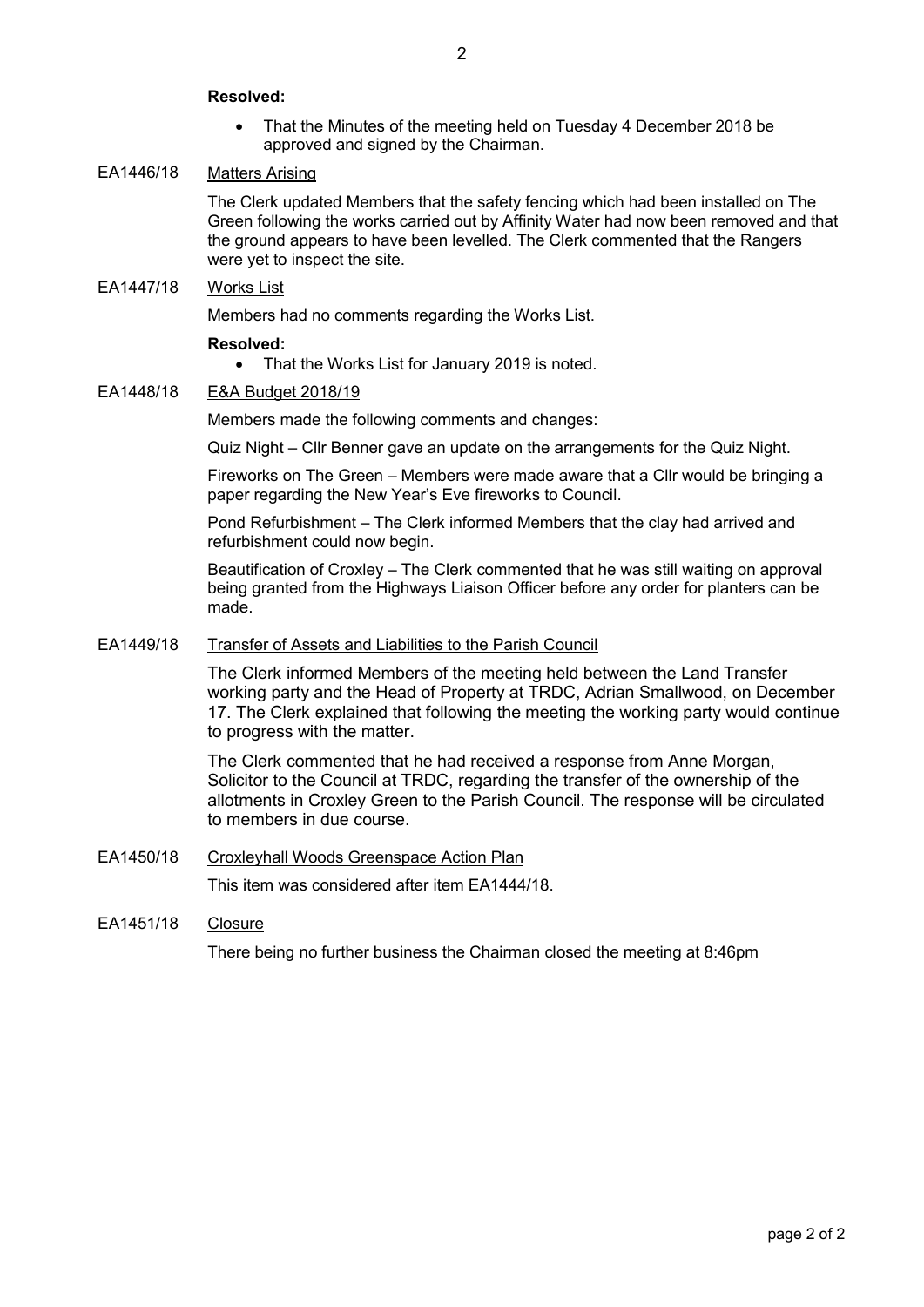**Resolved:**

- That the Minutes of the meeting held on Tuesday 4 December 2018 be approved and signed by the Chairman.

EA1446/18 Matters Arising

The Clerk updated Members that the safety fencing which had been installed on The Green following the works carried out by Affinity Water had now been removed and that the ground appears to have been levelled. The Clerk commented that the Rangers were yet to inspect the site.

EA1447/18 Works List

Members had no comments regarding the Works List.

**Resolved:**

- That the Works List for January 2019 is noted.

EA1448/18 E&A Budget 2018/19

Members made the following comments and changes:

Quiz Night – Cllr Benner gave an update on the arrangements for the Quiz Night.

Fireworks on The Green – Members were made aware that a Cllr would be bringing a paper regarding the New Year's Eve fireworks to Council.

Pond Refurbishment – The Clerk informed Members that the clay had arrived and refurbishment could now begin.

Beautification of Croxley – The Clerk commented that he was still waiting on approval being granted from the Highways Liaison Officer before any order for planters can be made.

EA1449/18 Transfer of Assets and Liabilities to the Parish Council

The Clerk informed Members of the meeting held between the Land Transfer working party and the Head of Property at TRDC, Adrian Smallwood, on December 17. The Clerk explained that following the meeting the working party would continue to progress with the matter.

The Clerk commented that he had received a response from Anne Morgan, Solicitor to the Council at TRDC, regarding the transfer of the ownership of the allotments in Croxley Green to the Parish Council. The response will be circulated to members in due course.

EA1450/18 Croxleyhall Woods Greenspace Action Plan

This item was considered after item EA1444/18.

EA1451/18 Closure

There being no further business the Chairman closed the meeting at 8:46pm